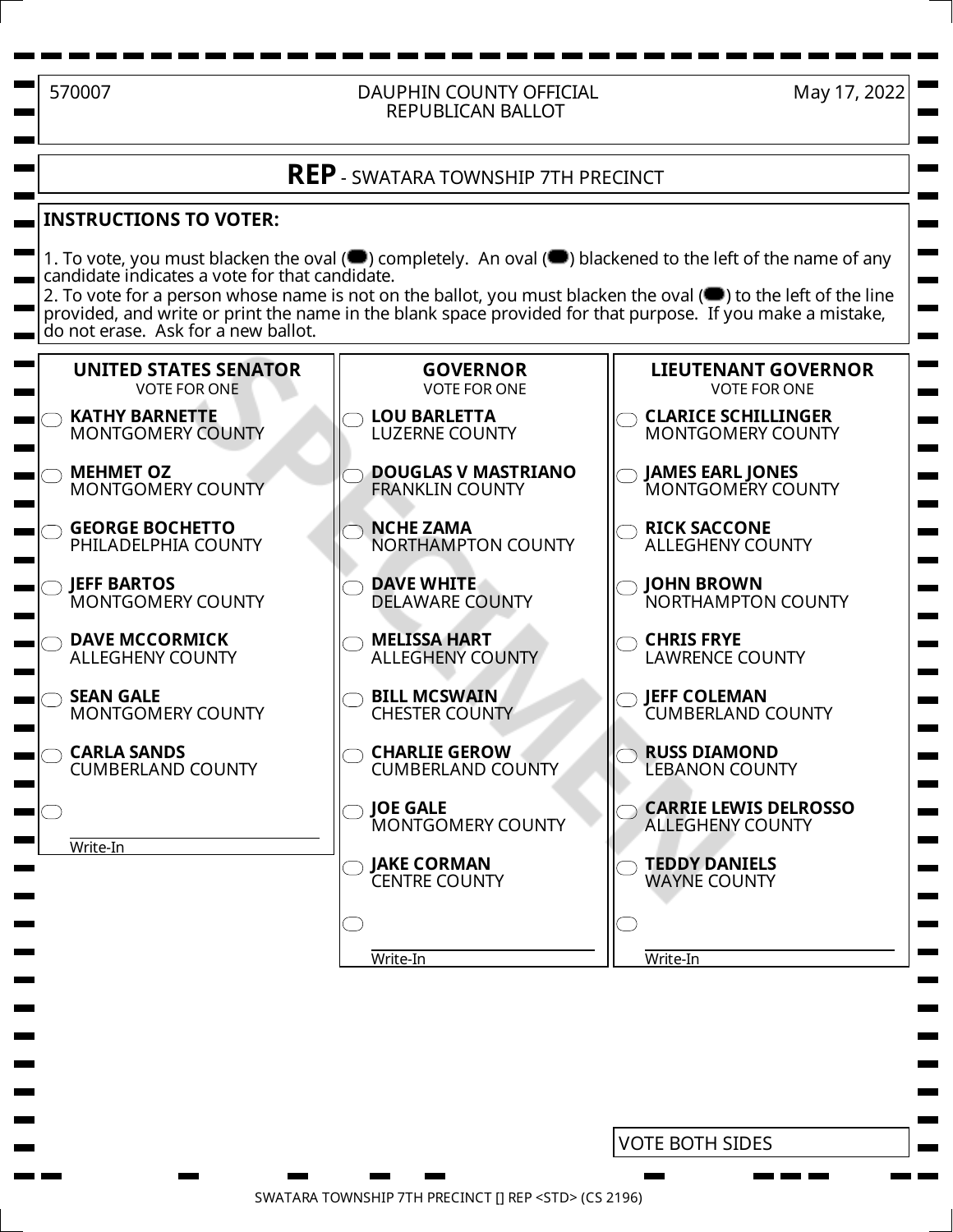570007 — DAUPHIN COUNTY OFFICIAL REPUBLICAN BALLOT — May 17, 2022

# REP - SWATARA TOWNSHIP 7TH PRECINCT

**INSTRUCTIONS TO VOTER:**

1. To vote, you must blacken the oval (⬬) completely. An oval (⬬) blackened to the left of the name of any candidate indicates a vote for that candidate.
2. To vote for a person whose name is not on the ballot, you must blacken the oval (⬬) to the left of the line provided, and write or print the name in the blank space provided for that purpose. If you make a mistake, do not erase. Ask for a new ballot.

## UNITED STATES SENATOR
VOTE FOR ONE

- ⬭ **KATHY BARNETTE** MONTGOMERY COUNTY
- ⬭ **MEHMET OZ** MONTGOMERY COUNTY
- ⬭ **GEORGE BOCHETTO** PHILADELPHIA COUNTY
- ⬭ **JEFF BARTOS** MONTGOMERY COUNTY
- ⬭ **DAVE MCCORMICK** ALLEGHENY COUNTY
- ⬭ **SEAN GALE** MONTGOMERY COUNTY
- ⬭ **CARLA SANDS** CUMBERLAND COUNTY
- ⬭ ____________ Write-In

## GOVERNOR
VOTE FOR ONE

- ⬭ **LOU BARLETTA** LUZERNE COUNTY
- ⬭ **DOUGLAS V MASTRIANO** FRANKLIN COUNTY
- ⬭ **NCHE ZAMA** NORTHAMPTON COUNTY
- ⬭ **DAVE WHITE** DELAWARE COUNTY
- ⬭ **MELISSA HART** ALLEGHENY COUNTY
- ⬭ **BILL MCSWAIN** CHESTER COUNTY
- ⬭ **CHARLIE GEROW** CUMBERLAND COUNTY
- ⬭ **JOE GALE** MONTGOMERY COUNTY
- ⬭ **JAKE CORMAN** CENTRE COUNTY
- ⬭ ____________ Write-In

## LIEUTENANT GOVERNOR
VOTE FOR ONE

- ⬭ **CLARICE SCHILLINGER** MONTGOMERY COUNTY
- ⬭ **JAMES EARL JONES** MONTGOMERY COUNTY
- ⬭ **RICK SACCONE** ALLEGHENY COUNTY
- ⬭ **JOHN BROWN** NORTHAMPTON COUNTY
- ⬭ **CHRIS FRYE** LAWRENCE COUNTY
- ⬭ **JEFF COLEMAN** CUMBERLAND COUNTY
- ⬭ **RUSS DIAMOND** LEBANON COUNTY
- ⬭ **CARRIE LEWIS DELROSSO** ALLEGHENY COUNTY
- ⬭ **TEDDY DANIELS** WAYNE COUNTY
- ⬭ ____________ Write-In

SPECIMEN

VOTE BOTH SIDES

SWATARA TOWNSHIP 7TH PRECINCT [] REP <STD> (CS 2196)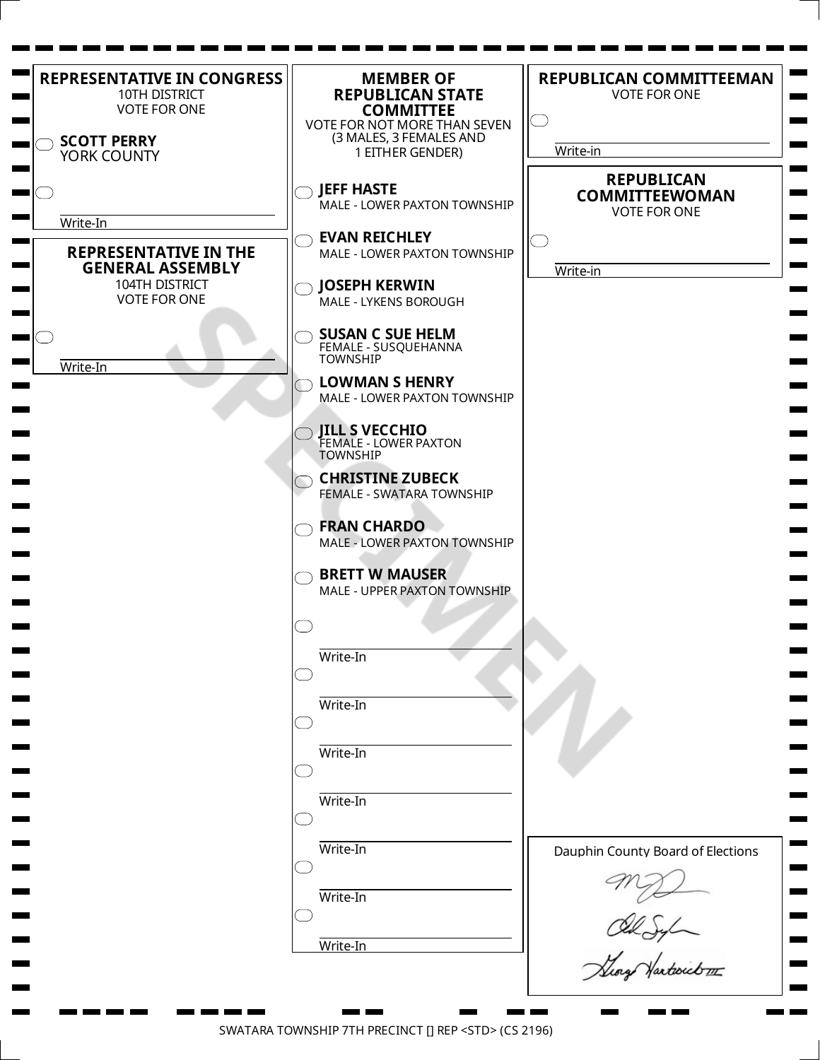## REPRESENTATIVE IN CONGRESS

10TH DISTRICT
VOTE FOR ONE

- **SCOTT PERRY**
  YORK COUNTY
- Write-In

## REPRESENTATIVE IN THE GENERAL ASSEMBLY

104TH DISTRICT
VOTE FOR ONE

- Write-In

## MEMBER OF REPUBLICAN STATE COMMITTEE

VOTE FOR NOT MORE THAN SEVEN
(3 MALES, 3 FEMALES AND
1 EITHER GENDER)

- **JEFF HASTE**
  MALE - LOWER PAXTON TOWNSHIP
- **EVAN REICHLEY**
  MALE - LOWER PAXTON TOWNSHIP
- **JOSEPH KERWIN**
  MALE - LYKENS BOROUGH
- **SUSAN C SUE HELM**
  FEMALE - SUSQUEHANNA TOWNSHIP
- **LOWMAN S HENRY**
  MALE - LOWER PAXTON TOWNSHIP
- **JILL S VECCHIO**
  FEMALE - LOWER PAXTON TOWNSHIP
- **CHRISTINE ZUBECK**
  FEMALE - SWATARA TOWNSHIP
- **FRAN CHARDO**
  MALE - LOWER PAXTON TOWNSHIP
- **BRETT W MAUSER**
  MALE - UPPER PAXTON TOWNSHIP
- Write-In
- Write-In
- Write-In
- Write-In
- Write-In
- Write-In
- Write-In

## REPUBLICAN COMMITTEEMAN

VOTE FOR ONE

- Write-in

## REPUBLICAN COMMITTEEWOMAN

VOTE FOR ONE

- Write-in

SPECIMEN

Dauphin County Board of Elections

SWATARA TOWNSHIP 7TH PRECINCT [] REP <STD> (CS 2196)